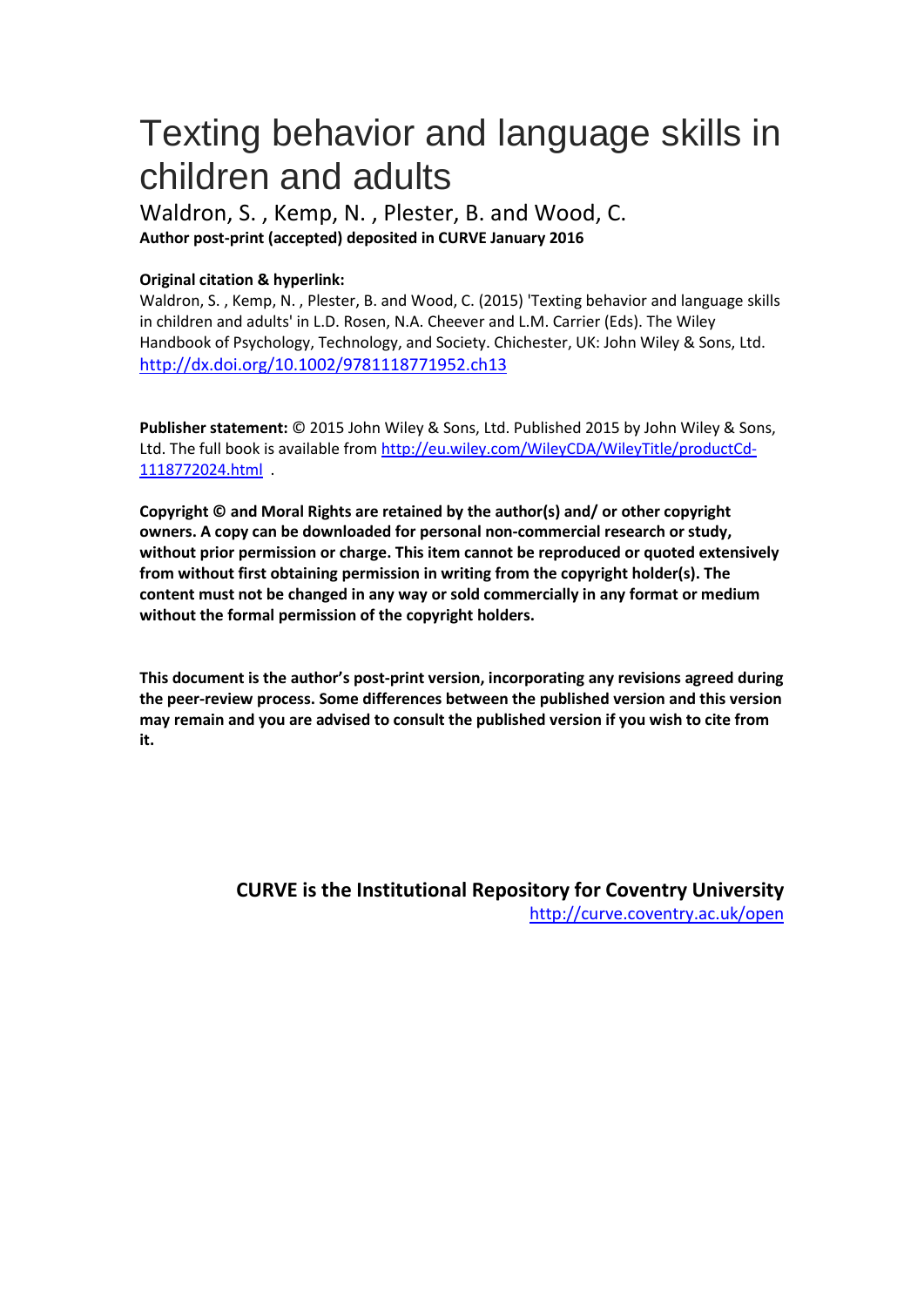# Texting behavior and language skills in children and adults

Waldron, S. , Kemp, N. , Plester, B. and Wood, C.

**Author post-print (accepted) deposited in CURVE January 2016**

**Original citation & hyperlink:**

Waldron, S. , Kemp, N. , Plester, B. and Wood, C. (2015) 'Texting behavior and language skills in children and adults' in L.D. Rosen, N.A. Cheever and L.M. Carrier (Eds). The Wiley Handbook of Psychology, Technology, and Society. Chichester, UK: John Wiley & Sons, Ltd.
http://dx.doi.org/10.1002/9781118771952.ch13

**Publisher statement:** © 2015 John Wiley & Sons, Ltd. Published 2015 by John Wiley & Sons, Ltd. The full book is available from http://eu.wiley.com/WileyCDA/WileyTitle/productCd-1118772024.html .

**Copyright © and Moral Rights are retained by the author(s) and/ or other copyright owners. A copy can be downloaded for personal non-commercial research or study, without prior permission or charge. This item cannot be reproduced or quoted extensively from without first obtaining permission in writing from the copyright holder(s). The content must not be changed in any way or sold commercially in any format or medium without the formal permission of the copyright holders.**

**This document is the author's post-print version, incorporating any revisions agreed during the peer-review process. Some differences between the published version and this version may remain and you are advised to consult the published version if you wish to cite from it.**

**CURVE is the Institutional Repository for Coventry University**

http://curve.coventry.ac.uk/open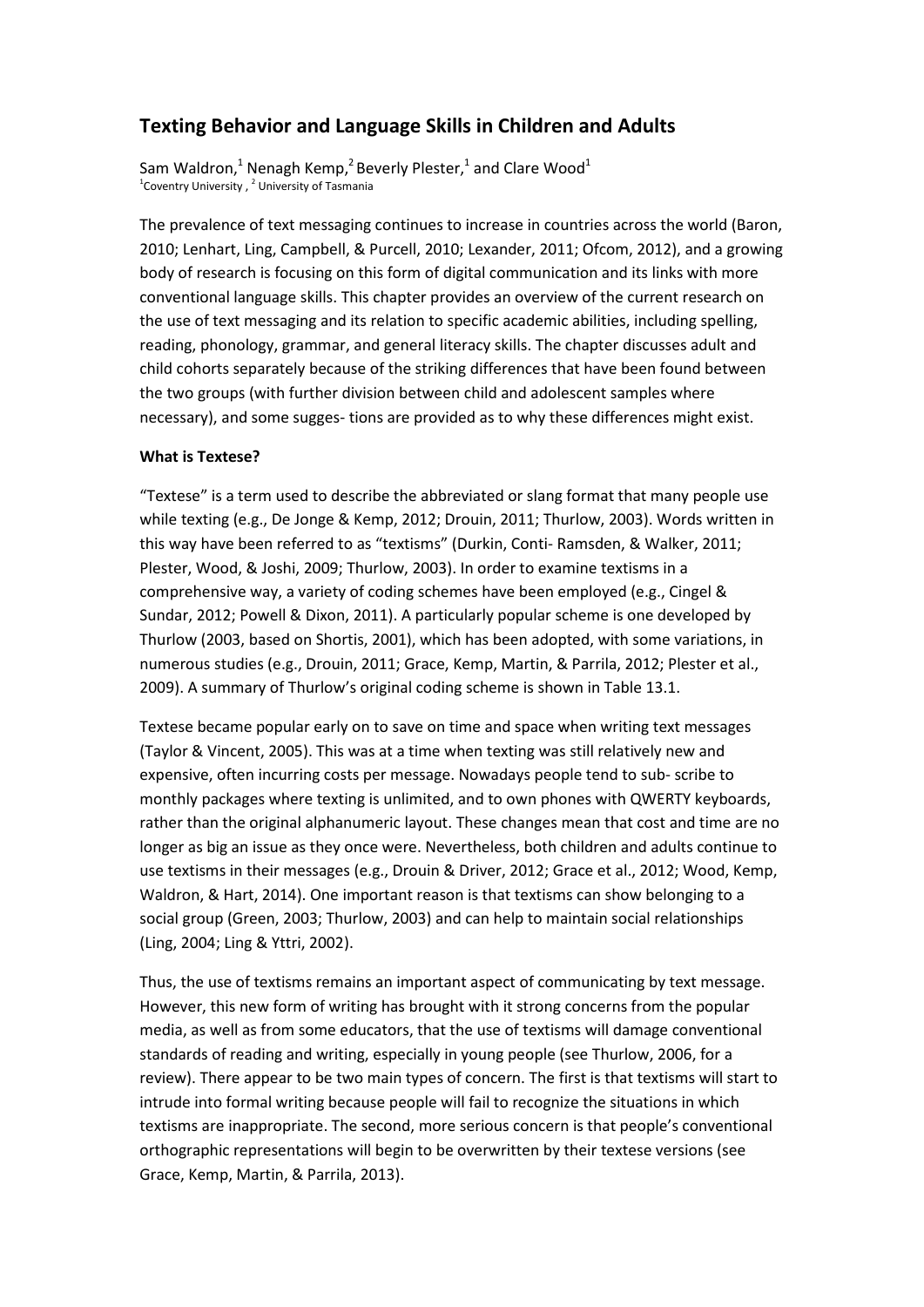# Texting Behavior and Language Skills in Children and Adults

Sam Waldron,[1] Nenagh Kemp,[2] Beverly Plester,[1] and Clare Wood[1]
[1]Coventry University , [2] University of Tasmania

The prevalence of text messaging continues to increase in countries across the world (Baron, 2010; Lenhart, Ling, Campbell, & Purcell, 2010; Lexander, 2011; Ofcom, 2012), and a growing body of research is focusing on this form of digital communication and its links with more conventional language skills. This chapter provides an overview of the current research on the use of text messaging and its relation to specific academic abilities, including spelling, reading, phonology, grammar, and general literacy skills. The chapter discusses adult and child cohorts separately because of the striking differences that have been found between the two groups (with further division between child and adolescent samples where necessary), and some sugges- tions are provided as to why these differences might exist.

**What is Textese?**

"Textese" is a term used to describe the abbreviated or slang format that many people use while texting (e.g., De Jonge & Kemp, 2012; Drouin, 2011; Thurlow, 2003). Words written in this way have been referred to as "textisms" (Durkin, Conti- Ramsden, & Walker, 2011; Plester, Wood, & Joshi, 2009; Thurlow, 2003). In order to examine textisms in a comprehensive way, a variety of coding schemes have been employed (e.g., Cingel & Sundar, 2012; Powell & Dixon, 2011). A particularly popular scheme is one developed by Thurlow (2003, based on Shortis, 2001), which has been adopted, with some variations, in numerous studies (e.g., Drouin, 2011; Grace, Kemp, Martin, & Parrila, 2012; Plester et al., 2009). A summary of Thurlow's original coding scheme is shown in Table 13.1.

Textese became popular early on to save on time and space when writing text messages (Taylor & Vincent, 2005). This was at a time when texting was still relatively new and expensive, often incurring costs per message. Nowadays people tend to sub- scribe to monthly packages where texting is unlimited, and to own phones with QWERTY keyboards, rather than the original alphanumeric layout. These changes mean that cost and time are no longer as big an issue as they once were. Nevertheless, both children and adults continue to use textisms in their messages (e.g., Drouin & Driver, 2012; Grace et al., 2012; Wood, Kemp, Waldron, & Hart, 2014). One important reason is that textisms can show belonging to a social group (Green, 2003; Thurlow, 2003) and can help to maintain social relationships (Ling, 2004; Ling & Yttri, 2002).

Thus, the use of textisms remains an important aspect of communicating by text message. However, this new form of writing has brought with it strong concerns from the popular media, as well as from some educators, that the use of textisms will damage conventional standards of reading and writing, especially in young people (see Thurlow, 2006, for a review). There appear to be two main types of concern. The first is that textisms will start to intrude into formal writing because people will fail to recognize the situations in which textisms are inappropriate. The second, more serious concern is that people's conventional orthographic representations will begin to be overwritten by their textese versions (see Grace, Kemp, Martin, & Parrila, 2013).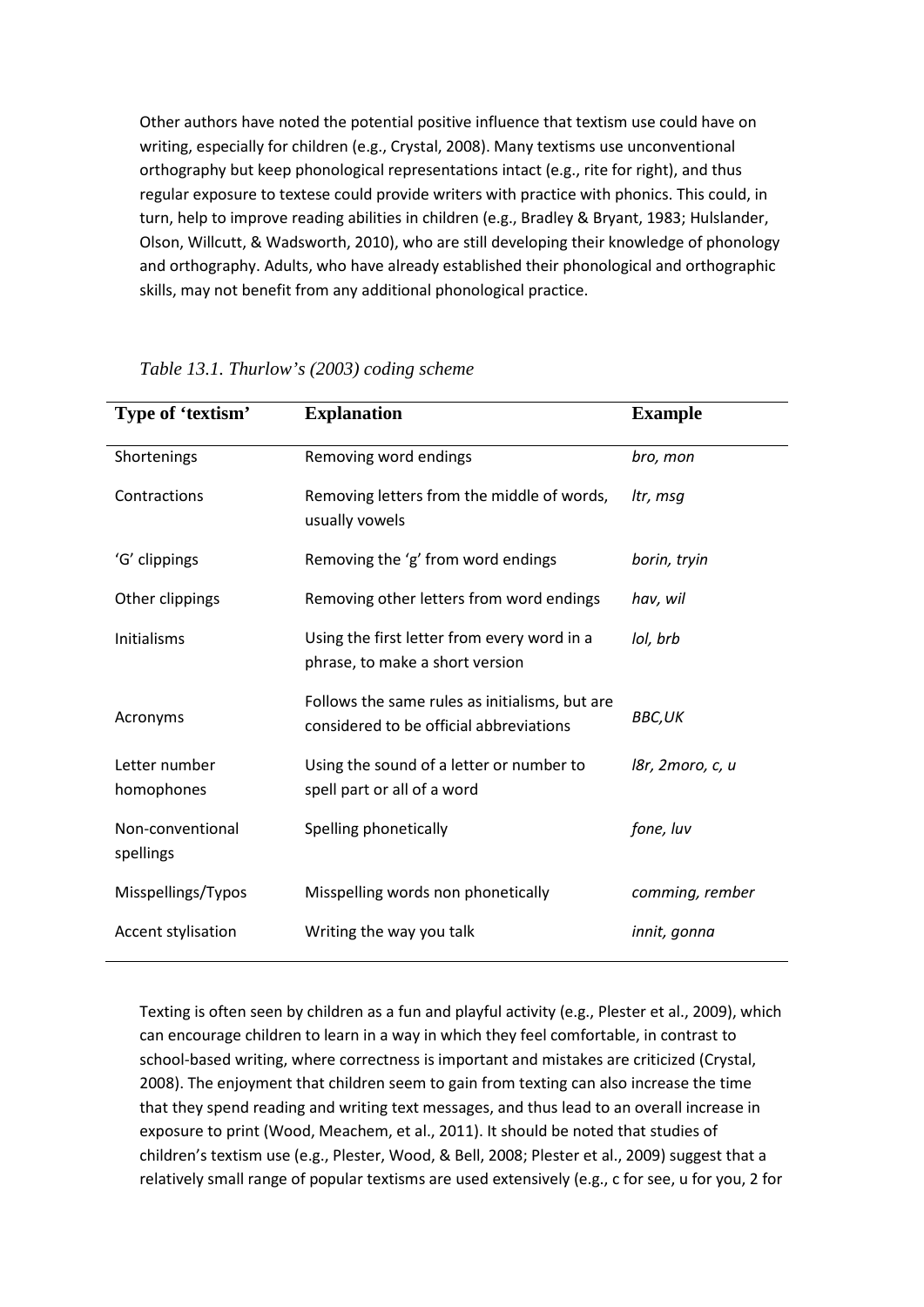Other authors have noted the potential positive influence that textism use could have on writing, especially for children (e.g., Crystal, 2008). Many textisms use unconventional orthography but keep phonological representations intact (e.g., rite for right), and thus regular exposure to textese could provide writers with practice with phonics. This could, in turn, help to improve reading abilities in children (e.g., Bradley & Bryant, 1983; Hulslander, Olson, Willcutt, & Wadsworth, 2010), who are still developing their knowledge of phonology and orthography. Adults, who have already established their phonological and orthographic skills, may not benefit from any additional phonological practice.

*Table 13.1. Thurlow's (2003) coding scheme*

| Type of 'textism' | Explanation | Example |
|---|---|---|
| Shortenings | Removing word endings | *bro, mon* |
| Contractions | Removing letters from the middle of words, usually vowels | *ltr, msg* |
| 'G' clippings | Removing the 'g' from word endings | *borin, tryin* |
| Other clippings | Removing other letters from word endings | *hav, wil* |
| Initialisms | Using the first letter from every word in a phrase, to make a short version | *lol, brb* |
| Acronyms | Follows the same rules as initialisms, but are considered to be official abbreviations | *BBC,UK* |
| Letter number homophones | Using the sound of a letter or number to spell part or all of a word | *l8r, 2moro, c, u* |
| Non-conventional spellings | Spelling phonetically | *fone, luv* |
| Misspellings/Typos | Misspelling words non phonetically | *comming, rember* |
| Accent stylisation | Writing the way you talk | *innit, gonna* |

Texting is often seen by children as a fun and playful activity (e.g., Plester et al., 2009), which can encourage children to learn in a way in which they feel comfortable, in contrast to school-based writing, where correctness is important and mistakes are criticized (Crystal, 2008). The enjoyment that children seem to gain from texting can also increase the time that they spend reading and writing text messages, and thus lead to an overall increase in exposure to print (Wood, Meachem, et al., 2011). It should be noted that studies of children's textism use (e.g., Plester, Wood, & Bell, 2008; Plester et al., 2009) suggest that a relatively small range of popular textisms are used extensively (e.g., c for see, u for you, 2 for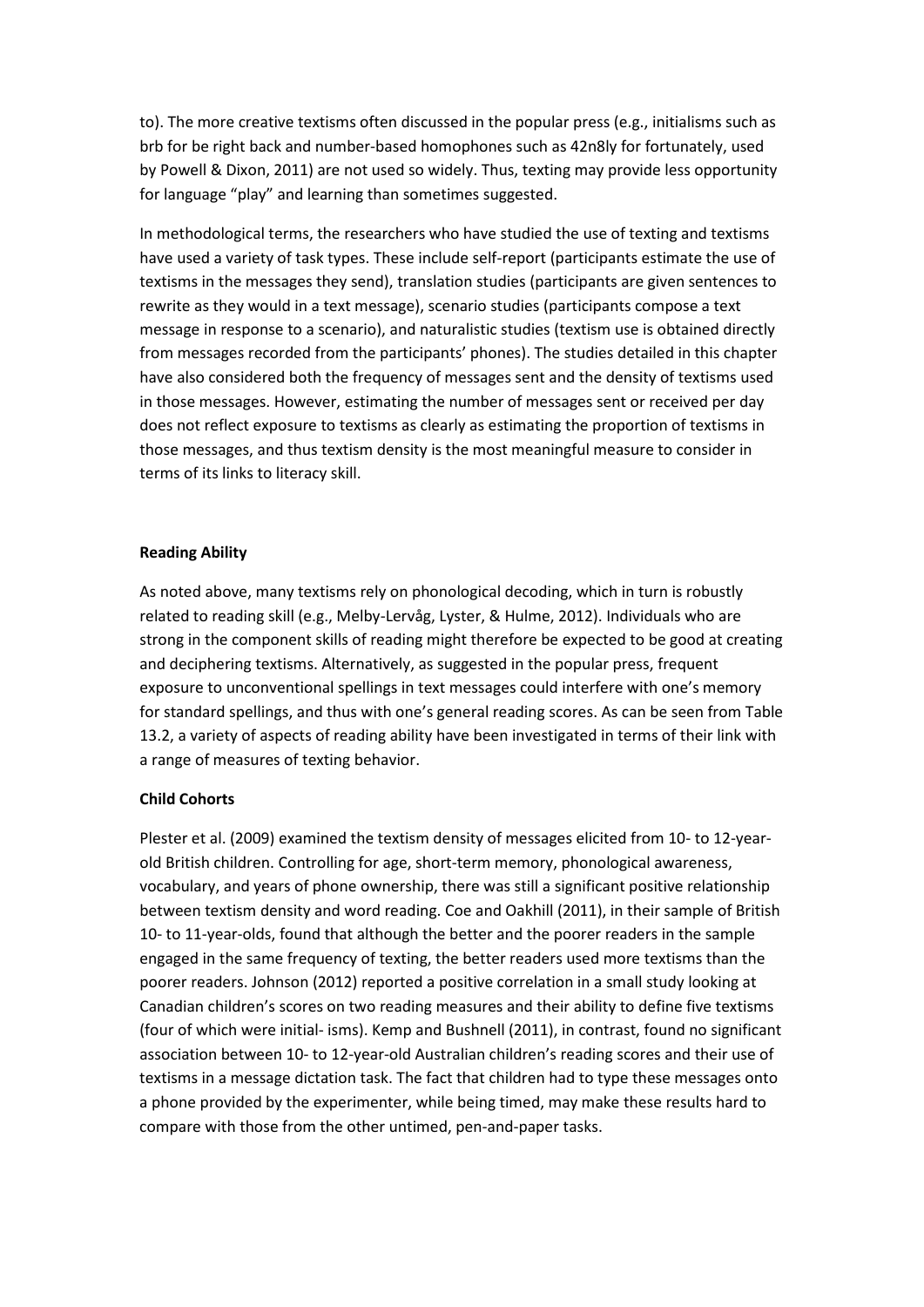to). The more creative textisms often discussed in the popular press (e.g., initialisms such as brb for be right back and number-based homophones such as 42n8ly for fortunately, used by Powell & Dixon, 2011) are not used so widely. Thus, texting may provide less opportunity for language "play" and learning than sometimes suggested.

In methodological terms, the researchers who have studied the use of texting and textisms have used a variety of task types. These include self-report (participants estimate the use of textisms in the messages they send), translation studies (participants are given sentences to rewrite as they would in a text message), scenario studies (participants compose a text message in response to a scenario), and naturalistic studies (textism use is obtained directly from messages recorded from the participants' phones). The studies detailed in this chapter have also considered both the frequency of messages sent and the density of textisms used in those messages. However, estimating the number of messages sent or received per day does not reflect exposure to textisms as clearly as estimating the proportion of textisms in those messages, and thus textism density is the most meaningful measure to consider in terms of its links to literacy skill.

**Reading Ability**

As noted above, many textisms rely on phonological decoding, which in turn is robustly related to reading skill (e.g., Melby-Lervåg, Lyster, & Hulme, 2012). Individuals who are strong in the component skills of reading might therefore be expected to be good at creating and deciphering textisms. Alternatively, as suggested in the popular press, frequent exposure to unconventional spellings in text messages could interfere with one's memory for standard spellings, and thus with one's general reading scores. As can be seen from Table 13.2, a variety of aspects of reading ability have been investigated in terms of their link with a range of measures of texting behavior.

**Child Cohorts**

Plester et al. (2009) examined the textism density of messages elicited from 10- to 12-year-old British children. Controlling for age, short-term memory, phonological awareness, vocabulary, and years of phone ownership, there was still a significant positive relationship between textism density and word reading. Coe and Oakhill (2011), in their sample of British 10- to 11-year-olds, found that although the better and the poorer readers in the sample engaged in the same frequency of texting, the better readers used more textisms than the poorer readers. Johnson (2012) reported a positive correlation in a small study looking at Canadian children's scores on two reading measures and their ability to define five textisms (four of which were initial- isms). Kemp and Bushnell (2011), in contrast, found no significant association between 10- to 12-year-old Australian children's reading scores and their use of textisms in a message dictation task. The fact that children had to type these messages onto a phone provided by the experimenter, while being timed, may make these results hard to compare with those from the other untimed, pen-and-paper tasks.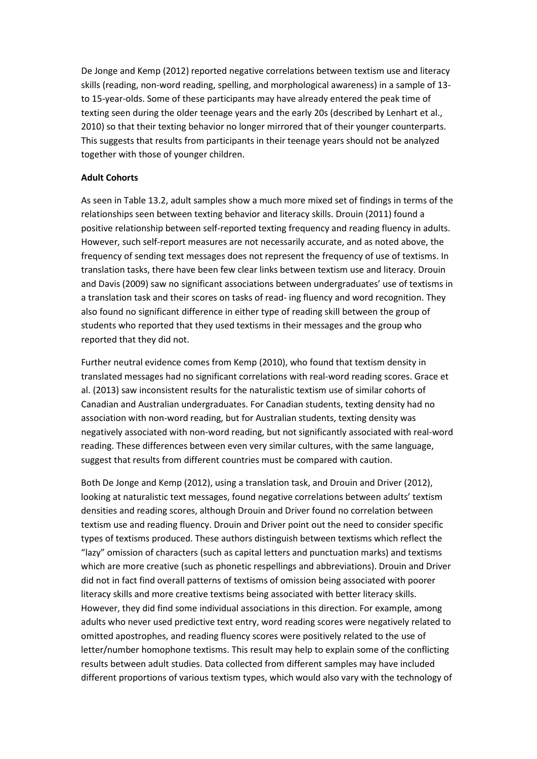De Jonge and Kemp (2012) reported negative correlations between textism use and literacy skills (reading, non-word reading, spelling, and morphological awareness) in a sample of 13- to 15-year-olds. Some of these participants may have already entered the peak time of texting seen during the older teenage years and the early 20s (described by Lenhart et al., 2010) so that their texting behavior no longer mirrored that of their younger counterparts. This suggests that results from participants in their teenage years should not be analyzed together with those of younger children.

**Adult Cohorts**

As seen in Table 13.2, adult samples show a much more mixed set of findings in terms of the relationships seen between texting behavior and literacy skills. Drouin (2011) found a positive relationship between self-reported texting frequency and reading fluency in adults. However, such self-report measures are not necessarily accurate, and as noted above, the frequency of sending text messages does not represent the frequency of use of textisms. In translation tasks, there have been few clear links between textism use and literacy. Drouin and Davis (2009) saw no significant associations between undergraduates' use of textisms in a translation task and their scores on tasks of read- ing fluency and word recognition. They also found no significant difference in either type of reading skill between the group of students who reported that they used textisms in their messages and the group who reported that they did not.

Further neutral evidence comes from Kemp (2010), who found that textism density in translated messages had no significant correlations with real-word reading scores. Grace et al. (2013) saw inconsistent results for the naturalistic textism use of similar cohorts of Canadian and Australian undergraduates. For Canadian students, texting density had no association with non-word reading, but for Australian students, texting density was negatively associated with non-word reading, but not significantly associated with real-word reading. These differences between even very similar cultures, with the same language, suggest that results from different countries must be compared with caution.

Both De Jonge and Kemp (2012), using a translation task, and Drouin and Driver (2012), looking at naturalistic text messages, found negative correlations between adults' textism densities and reading scores, although Drouin and Driver found no correlation between textism use and reading fluency. Drouin and Driver point out the need to consider specific types of textisms produced. These authors distinguish between textisms which reflect the "lazy" omission of characters (such as capital letters and punctuation marks) and textisms which are more creative (such as phonetic respellings and abbreviations). Drouin and Driver did not in fact find overall patterns of textisms of omission being associated with poorer literacy skills and more creative textisms being associated with better literacy skills. However, they did find some individual associations in this direction. For example, among adults who never used predictive text entry, word reading scores were negatively related to omitted apostrophes, and reading fluency scores were positively related to the use of letter/number homophone textisms. This result may help to explain some of the conflicting results between adult studies. Data collected from different samples may have included different proportions of various textism types, which would also vary with the technology of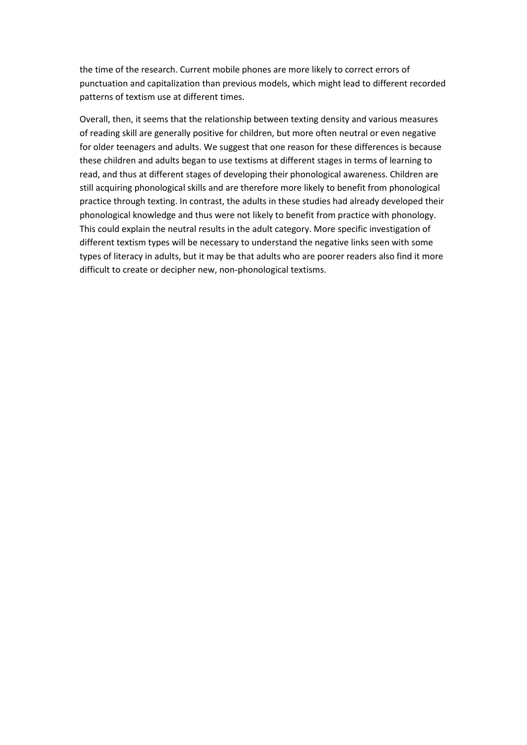the time of the research. Current mobile phones are more likely to correct errors of punctuation and capitalization than previous models, which might lead to different recorded patterns of textism use at different times.

Overall, then, it seems that the relationship between texting density and various measures of reading skill are generally positive for children, but more often neutral or even negative for older teenagers and adults. We suggest that one reason for these differences is because these children and adults began to use textisms at different stages in terms of learning to read, and thus at different stages of developing their phonological awareness. Children are still acquiring phonological skills and are therefore more likely to benefit from phonological practice through texting. In contrast, the adults in these studies had already developed their phonological knowledge and thus were not likely to benefit from practice with phonology. This could explain the neutral results in the adult category. More specific investigation of different textism types will be necessary to understand the negative links seen with some types of literacy in adults, but it may be that adults who are poorer readers also find it more difficult to create or decipher new, non-phonological textisms.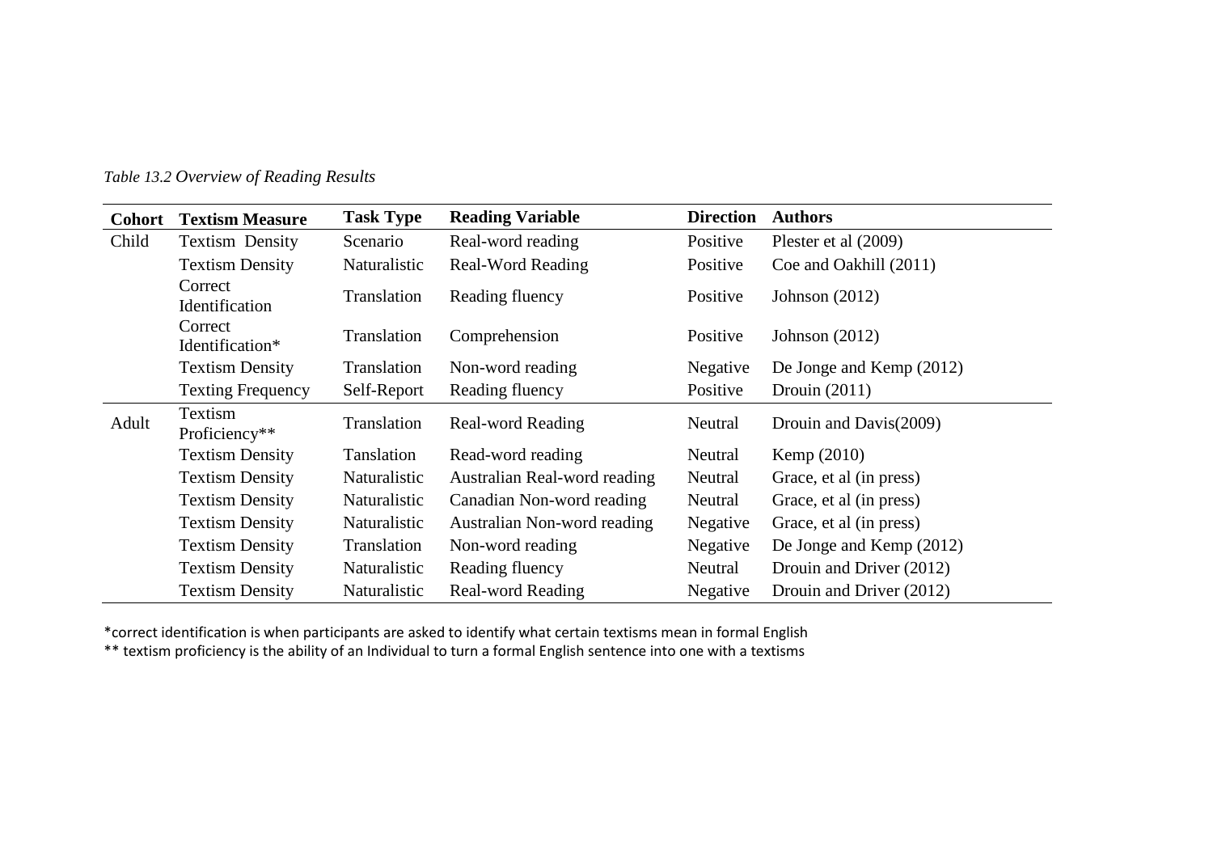*Table 13.2 Overview of Reading Results*

| Cohort | Textism Measure | Task Type | Reading Variable | Direction | Authors |
|---|---|---|---|---|---|
| Child | Textism Density | Scenario | Real-word reading | Positive | Plester et al (2009) |
| | Textism Density | Naturalistic | Real-Word Reading | Positive | Coe and Oakhill (2011) |
| | Correct Identification | Translation | Reading fluency | Positive | Johnson (2012) |
| | Correct Identification* | Translation | Comprehension | Positive | Johnson (2012) |
| | Textism Density | Translation | Non-word reading | Negative | De Jonge and Kemp (2012) |
| | Texting Frequency | Self-Report | Reading fluency | Positive | Drouin (2011) |
| Adult | Textism Proficiency** | Translation | Real-word Reading | Neutral | Drouin and Davis(2009) |
| | Textism Density | Tanslation | Read-word reading | Neutral | Kemp (2010) |
| | Textism Density | Naturalistic | Australian Real-word reading | Neutral | Grace, et al (in press) |
| | Textism Density | Naturalistic | Canadian Non-word reading | Neutral | Grace, et al (in press) |
| | Textism Density | Naturalistic | Australian Non-word reading | Negative | Grace, et al (in press) |
| | Textism Density | Translation | Non-word reading | Negative | De Jonge and Kemp (2012) |
| | Textism Density | Naturalistic | Reading fluency | Neutral | Drouin and Driver (2012) |
| | Textism Density | Naturalistic | Real-word Reading | Negative | Drouin and Driver (2012) |

*correct identification is when participants are asked to identify what certain textisms mean in formal English
** textism proficiency is the ability of an Individual to turn a formal English sentence into one with a textisms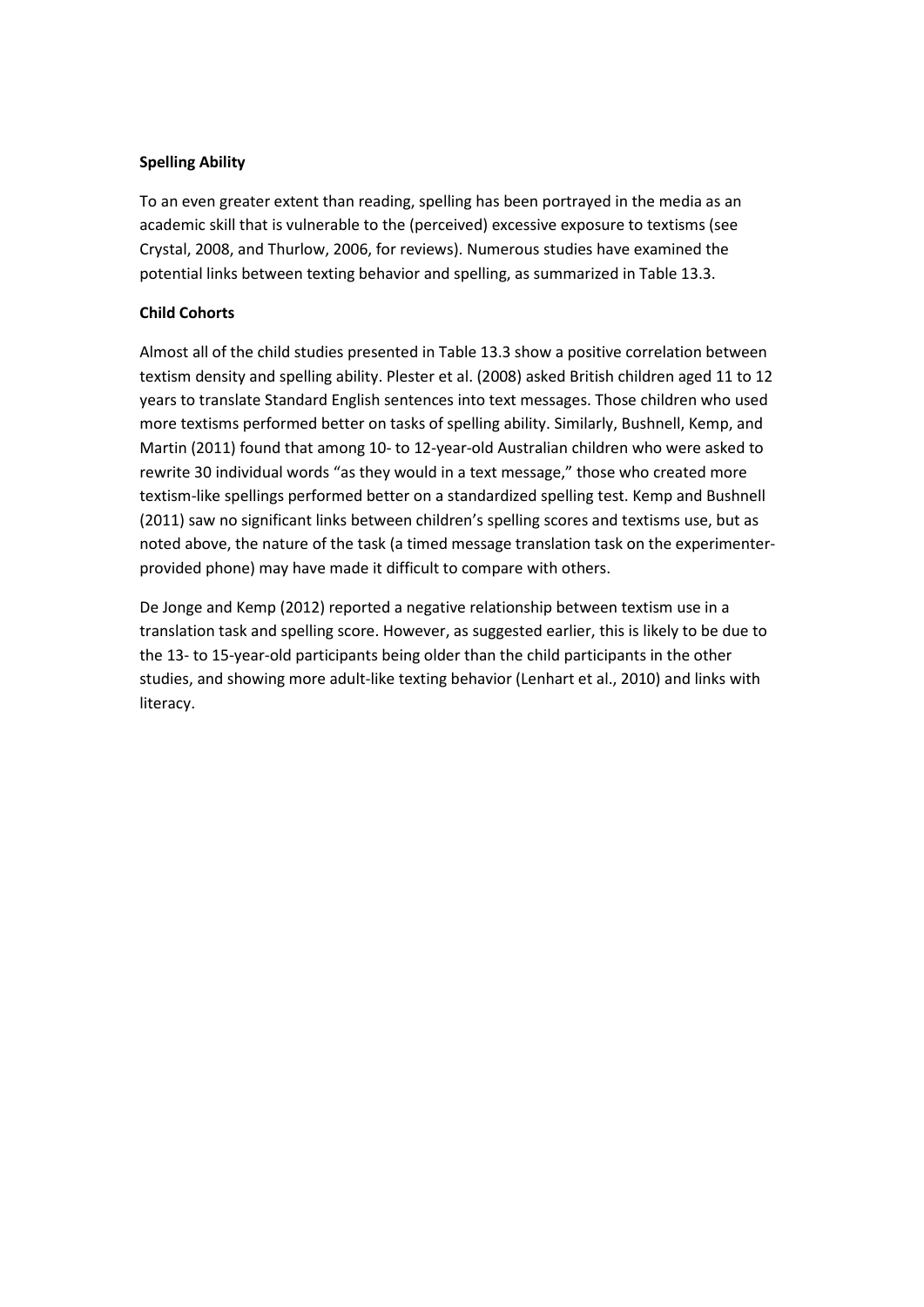**Spelling Ability**

To an even greater extent than reading, spelling has been portrayed in the media as an academic skill that is vulnerable to the (perceived) excessive exposure to textisms (see Crystal, 2008, and Thurlow, 2006, for reviews). Numerous studies have examined the potential links between texting behavior and spelling, as summarized in Table 13.3.

**Child Cohorts**

Almost all of the child studies presented in Table 13.3 show a positive correlation between textism density and spelling ability. Plester et al. (2008) asked British children aged 11 to 12 years to translate Standard English sentences into text messages. Those children who used more textisms performed better on tasks of spelling ability. Similarly, Bushnell, Kemp, and Martin (2011) found that among 10- to 12-year-old Australian children who were asked to rewrite 30 individual words "as they would in a text message," those who created more textism-like spellings performed better on a standardized spelling test. Kemp and Bushnell (2011) saw no significant links between children's spelling scores and textisms use, but as noted above, the nature of the task (a timed message translation task on the experimenter-provided phone) may have made it difficult to compare with others.

De Jonge and Kemp (2012) reported a negative relationship between textism use in a translation task and spelling score. However, as suggested earlier, this is likely to be due to the 13- to 15-year-old participants being older than the child participants in the other studies, and showing more adult-like texting behavior (Lenhart et al., 2010) and links with literacy.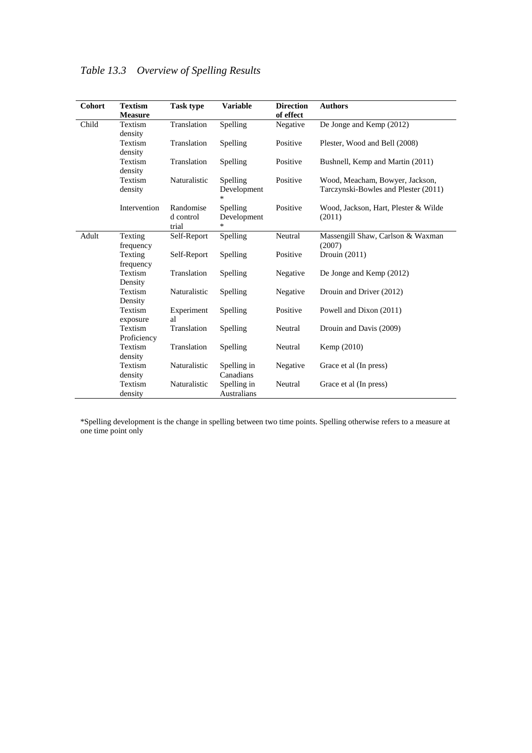*Table 13.3 Overview of Spelling Results*

| Cohort | Textism Measure | Task type | Variable | Direction of effect | Authors |
|---|---|---|---|---|---|
| Child | Textism density | Translation | Spelling | Negative | De Jonge and Kemp (2012) |
| | Textism density | Translation | Spelling | Positive | Plester, Wood and Bell (2008) |
| | Textism density | Translation | Spelling | Positive | Bushnell, Kemp and Martin (2011) |
| | Textism density | Naturalistic | Spelling Development * | Positive | Wood, Meacham, Bowyer, Jackson, Tarczynski-Bowles and Plester (2011) |
| | Intervention | Randomised control trial | Spelling Development * | Positive | Wood, Jackson, Hart, Plester & Wilde (2011) |
| Adult | Texting frequency | Self-Report | Spelling | Neutral | Massengill Shaw, Carlson & Waxman (2007) |
| | Texting frequency | Self-Report | Spelling | Positive | Drouin (2011) |
| | Textism Density | Translation | Spelling | Negative | De Jonge and Kemp (2012) |
| | Textism Density | Naturalistic | Spelling | Negative | Drouin and Driver (2012) |
| | Textism exposure | Experimental | Spelling | Positive | Powell and Dixon (2011) |
| | Textism Proficiency | Translation | Spelling | Neutral | Drouin and Davis (2009) |
| | Textism density | Translation | Spelling | Neutral | Kemp (2010) |
| | Textism density | Naturalistic | Spelling in Canadians | Negative | Grace et al (In press) |
| | Textism density | Naturalistic | Spelling in Australians | Neutral | Grace et al (In press) |

*Spelling development is the change in spelling between two time points. Spelling otherwise refers to a measure at one time point only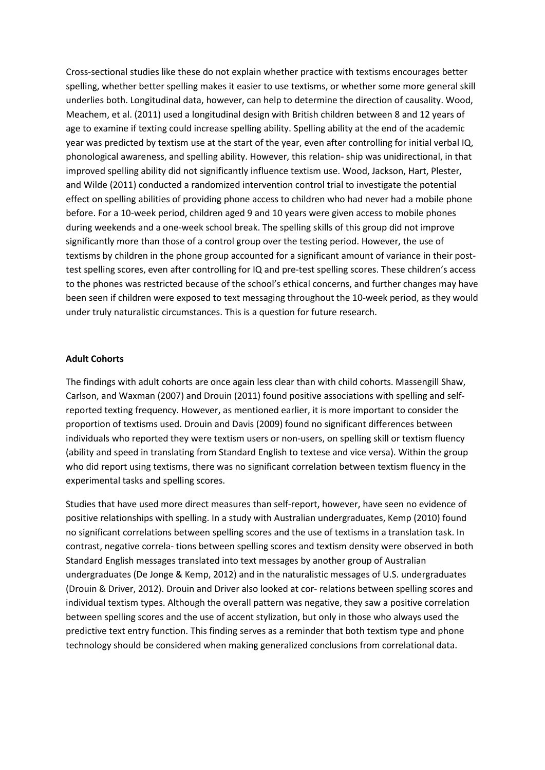Cross-sectional studies like these do not explain whether practice with textisms encourages better spelling, whether better spelling makes it easier to use textisms, or whether some more general skill underlies both. Longitudinal data, however, can help to determine the direction of causality. Wood, Meachem, et al. (2011) used a longitudinal design with British children between 8 and 12 years of age to examine if texting could increase spelling ability. Spelling ability at the end of the academic year was predicted by textism use at the start of the year, even after controlling for initial verbal IQ, phonological awareness, and spelling ability. However, this relation- ship was unidirectional, in that improved spelling ability did not significantly influence textism use. Wood, Jackson, Hart, Plester, and Wilde (2011) conducted a randomized intervention control trial to investigate the potential effect on spelling abilities of providing phone access to children who had never had a mobile phone before. For a 10-week period, children aged 9 and 10 years were given access to mobile phones during weekends and a one-week school break. The spelling skills of this group did not improve significantly more than those of a control group over the testing period. However, the use of textisms by children in the phone group accounted for a significant amount of variance in their post-test spelling scores, even after controlling for IQ and pre-test spelling scores. These children's access to the phones was restricted because of the school's ethical concerns, and further changes may have been seen if children were exposed to text messaging throughout the 10-week period, as they would under truly naturalistic circumstances. This is a question for future research.

**Adult Cohorts**

The findings with adult cohorts are once again less clear than with child cohorts. Massengill Shaw, Carlson, and Waxman (2007) and Drouin (2011) found positive associations with spelling and self-reported texting frequency. However, as mentioned earlier, it is more important to consider the proportion of textisms used. Drouin and Davis (2009) found no significant differences between individuals who reported they were textism users or non-users, on spelling skill or textism fluency (ability and speed in translating from Standard English to textese and vice versa). Within the group who did report using textisms, there was no significant correlation between textism fluency in the experimental tasks and spelling scores.

Studies that have used more direct measures than self-report, however, have seen no evidence of positive relationships with spelling. In a study with Australian undergraduates, Kemp (2010) found no significant correlations between spelling scores and the use of textisms in a translation task. In contrast, negative correla- tions between spelling scores and textism density were observed in both Standard English messages translated into text messages by another group of Australian undergraduates (De Jonge & Kemp, 2012) and in the naturalistic messages of U.S. undergraduates (Drouin & Driver, 2012). Drouin and Driver also looked at cor- relations between spelling scores and individual textism types. Although the overall pattern was negative, they saw a positive correlation between spelling scores and the use of accent stylization, but only in those who always used the predictive text entry function. This finding serves as a reminder that both textism type and phone technology should be considered when making generalized conclusions from correlational data.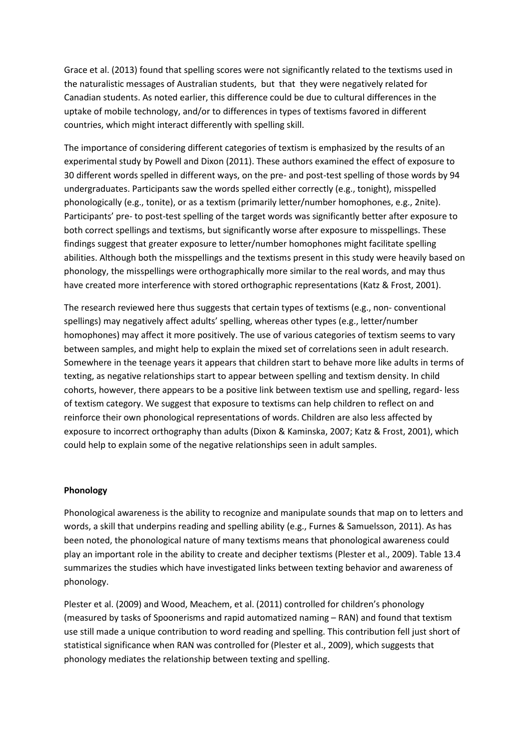Grace et al. (2013) found that spelling scores were not significantly related to the textisms used in the naturalistic messages of Australian students, but that they were negatively related for Canadian students. As noted earlier, this difference could be due to cultural differences in the uptake of mobile technology, and/or to differences in types of textisms favored in different countries, which might interact differently with spelling skill.

The importance of considering different categories of textism is emphasized by the results of an experimental study by Powell and Dixon (2011). These authors examined the effect of exposure to 30 different words spelled in different ways, on the pre- and post-test spelling of those words by 94 undergraduates. Participants saw the words spelled either correctly (e.g., tonight), misspelled phonologically (e.g., tonite), or as a textism (primarily letter/number homophones, e.g., 2nite). Participants' pre- to post-test spelling of the target words was significantly better after exposure to both correct spellings and textisms, but significantly worse after exposure to misspellings. These findings suggest that greater exposure to letter/number homophones might facilitate spelling abilities. Although both the misspellings and the textisms present in this study were heavily based on phonology, the misspellings were orthographically more similar to the real words, and may thus have created more interference with stored orthographic representations (Katz & Frost, 2001).

The research reviewed here thus suggests that certain types of textisms (e.g., non- conventional spellings) may negatively affect adults' spelling, whereas other types (e.g., letter/number homophones) may affect it more positively. The use of various categories of textism seems to vary between samples, and might help to explain the mixed set of correlations seen in adult research. Somewhere in the teenage years it appears that children start to behave more like adults in terms of texting, as negative relationships start to appear between spelling and textism density. In child cohorts, however, there appears to be a positive link between textism use and spelling, regard- less of textism category. We suggest that exposure to textisms can help children to reflect on and reinforce their own phonological representations of words. Children are also less affected by exposure to incorrect orthography than adults (Dixon & Kaminska, 2007; Katz & Frost, 2001), which could help to explain some of the negative relationships seen in adult samples.

**Phonology**

Phonological awareness is the ability to recognize and manipulate sounds that map on to letters and words, a skill that underpins reading and spelling ability (e.g., Furnes & Samuelsson, 2011). As has been noted, the phonological nature of many textisms means that phonological awareness could play an important role in the ability to create and decipher textisms (Plester et al., 2009). Table 13.4 summarizes the studies which have investigated links between texting behavior and awareness of phonology.

Plester et al. (2009) and Wood, Meachem, et al. (2011) controlled for children's phonology (measured by tasks of Spoonerisms and rapid automatized naming – RAN) and found that textism use still made a unique contribution to word reading and spelling. This contribution fell just short of statistical significance when RAN was controlled for (Plester et al., 2009), which suggests that phonology mediates the relationship between texting and spelling.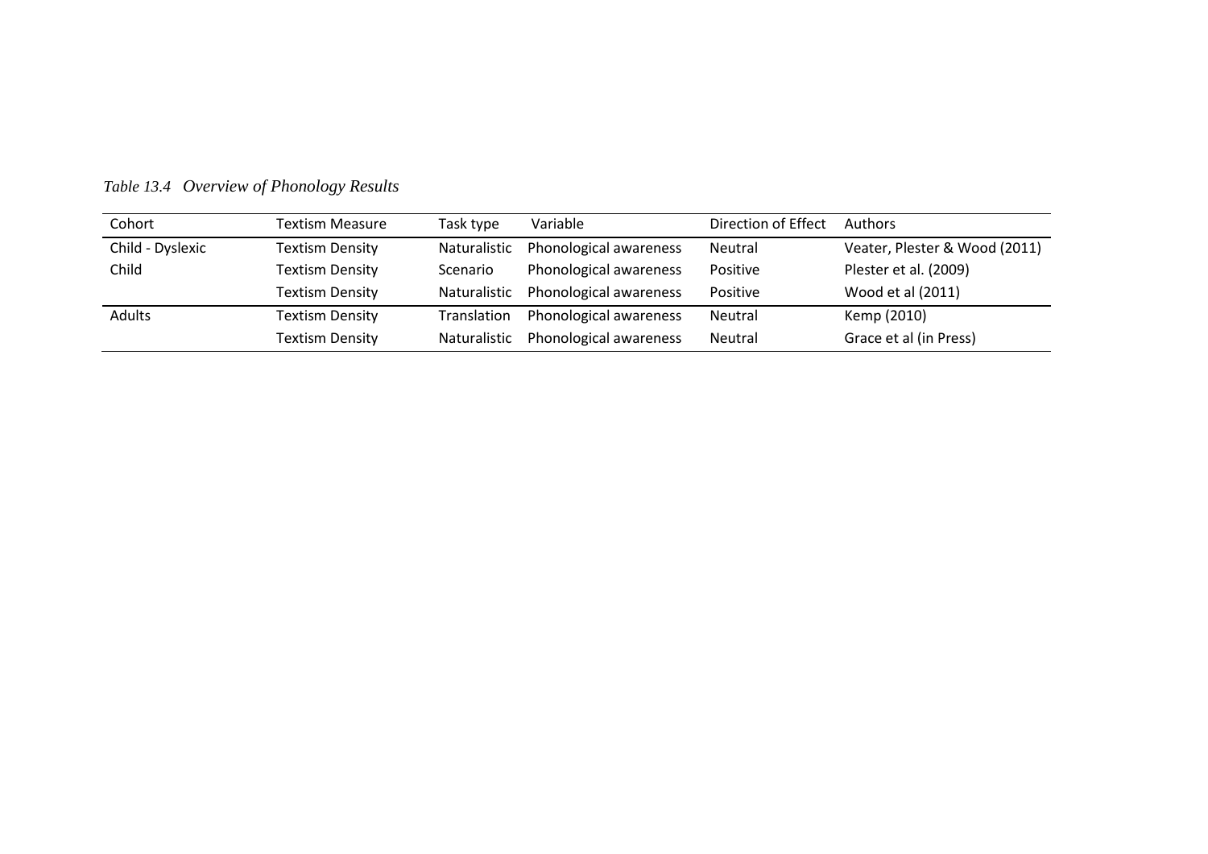*Table 13.4 Overview of Phonology Results*

| Cohort | Textism Measure | Task type | Variable | Direction of Effect | Authors |
|---|---|---|---|---|---|
| Child - Dyslexic | Textism Density | Naturalistic | Phonological awareness | Neutral | Veater, Plester & Wood (2011) |
| Child | Textism Density | Scenario | Phonological awareness | Positive | Plester et al. (2009) |
| | Textism Density | Naturalistic | Phonological awareness | Positive | Wood et al (2011) |
| Adults | Textism Density | Translation | Phonological awareness | Neutral | Kemp (2010) |
| | Textism Density | Naturalistic | Phonological awareness | Neutral | Grace et al (in Press) |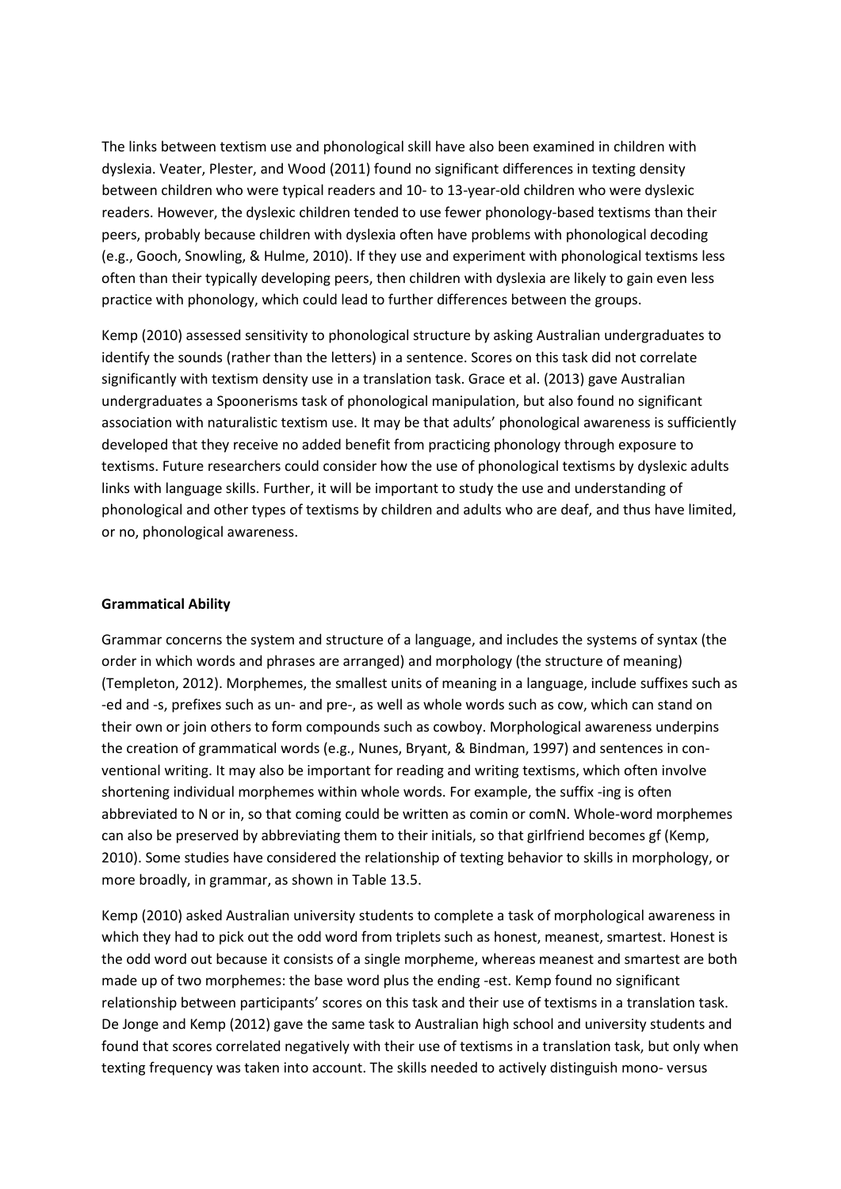The links between textism use and phonological skill have also been examined in children with dyslexia. Veater, Plester, and Wood (2011) found no significant differences in texting density between children who were typical readers and 10- to 13-year-old children who were dyslexic readers. However, the dyslexic children tended to use fewer phonology-based textisms than their peers, probably because children with dyslexia often have problems with phonological decoding (e.g., Gooch, Snowling, & Hulme, 2010). If they use and experiment with phonological textisms less often than their typically developing peers, then children with dyslexia are likely to gain even less practice with phonology, which could lead to further differences between the groups.

Kemp (2010) assessed sensitivity to phonological structure by asking Australian undergraduates to identify the sounds (rather than the letters) in a sentence. Scores on this task did not correlate significantly with textism density use in a translation task. Grace et al. (2013) gave Australian undergraduates a Spoonerisms task of phonological manipulation, but also found no significant association with naturalistic textism use. It may be that adults' phonological awareness is sufficiently developed that they receive no added benefit from practicing phonology through exposure to textisms. Future researchers could consider how the use of phonological textisms by dyslexic adults links with language skills. Further, it will be important to study the use and understanding of phonological and other types of textisms by children and adults who are deaf, and thus have limited, or no, phonological awareness.

**Grammatical Ability**

Grammar concerns the system and structure of a language, and includes the systems of syntax (the order in which words and phrases are arranged) and morphology (the structure of meaning) (Templeton, 2012). Morphemes, the smallest units of meaning in a language, include suffixes such as -ed and -s, prefixes such as un- and pre-, as well as whole words such as cow, which can stand on their own or join others to form compounds such as cowboy. Morphological awareness underpins the creation of grammatical words (e.g., Nunes, Bryant, & Bindman, 1997) and sentences in conventional writing. It may also be important for reading and writing textisms, which often involve shortening individual morphemes within whole words. For example, the suffix -ing is often abbreviated to N or in, so that coming could be written as comin or comN. Whole-word morphemes can also be preserved by abbreviating them to their initials, so that girlfriend becomes gf (Kemp, 2010). Some studies have considered the relationship of texting behavior to skills in morphology, or more broadly, in grammar, as shown in Table 13.5.

Kemp (2010) asked Australian university students to complete a task of morphological awareness in which they had to pick out the odd word from triplets such as honest, meanest, smartest. Honest is the odd word out because it consists of a single morpheme, whereas meanest and smartest are both made up of two morphemes: the base word plus the ending -est. Kemp found no significant relationship between participants' scores on this task and their use of textisms in a translation task. De Jonge and Kemp (2012) gave the same task to Australian high school and university students and found that scores correlated negatively with their use of textisms in a translation task, but only when texting frequency was taken into account. The skills needed to actively distinguish mono- versus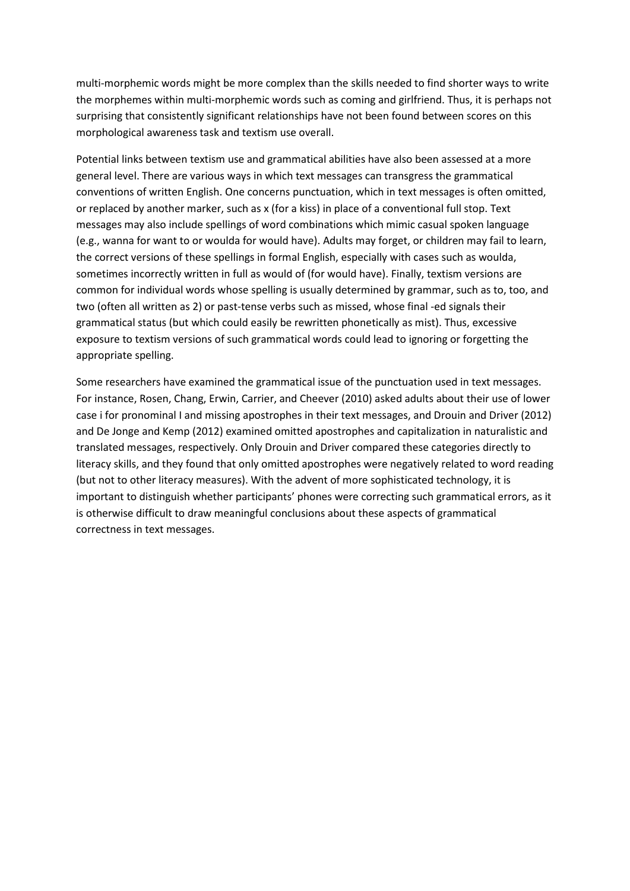multi-morphemic words might be more complex than the skills needed to find shorter ways to write the morphemes within multi-morphemic words such as coming and girlfriend. Thus, it is perhaps not surprising that consistently significant relationships have not been found between scores on this morphological awareness task and textism use overall.

Potential links between textism use and grammatical abilities have also been assessed at a more general level. There are various ways in which text messages can transgress the grammatical conventions of written English. One concerns punctuation, which in text messages is often omitted, or replaced by another marker, such as x (for a kiss) in place of a conventional full stop. Text messages may also include spellings of word combinations which mimic casual spoken language (e.g., wanna for want to or woulda for would have). Adults may forget, or children may fail to learn, the correct versions of these spellings in formal English, especially with cases such as woulda, sometimes incorrectly written in full as would of (for would have). Finally, textism versions are common for individual words whose spelling is usually determined by grammar, such as to, too, and two (often all written as 2) or past-tense verbs such as missed, whose final -ed signals their grammatical status (but which could easily be rewritten phonetically as mist). Thus, excessive exposure to textism versions of such grammatical words could lead to ignoring or forgetting the appropriate spelling.

Some researchers have examined the grammatical issue of the punctuation used in text messages. For instance, Rosen, Chang, Erwin, Carrier, and Cheever (2010) asked adults about their use of lower case i for pronominal I and missing apostrophes in their text messages, and Drouin and Driver (2012) and De Jonge and Kemp (2012) examined omitted apostrophes and capitalization in naturalistic and translated messages, respectively. Only Drouin and Driver compared these categories directly to literacy skills, and they found that only omitted apostrophes were negatively related to word reading (but not to other literacy measures). With the advent of more sophisticated technology, it is important to distinguish whether participants' phones were correcting such grammatical errors, as it is otherwise difficult to draw meaningful conclusions about these aspects of grammatical correctness in text messages.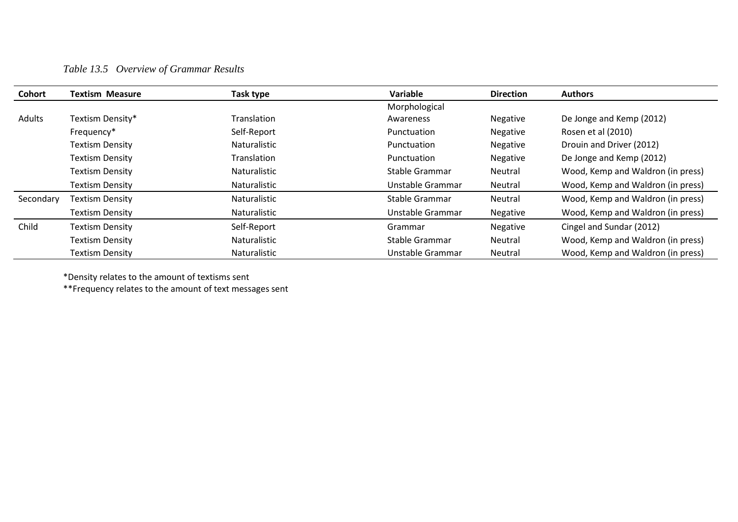*Table 13.5 Overview of Grammar Results*

| Cohort | Textism Measure | Task type | Variable | Direction | Authors |
|---|---|---|---|---|---|
| Adults | Textism Density* | Translation | Morphological Awareness | Negative | De Jonge and Kemp (2012) |
| | Frequency* | Self-Report | Punctuation | Negative | Rosen et al (2010) |
| | Textism Density | Naturalistic | Punctuation | Negative | Drouin and Driver (2012) |
| | Textism Density | Translation | Punctuation | Negative | De Jonge and Kemp (2012) |
| | Textism Density | Naturalistic | Stable Grammar | Neutral | Wood, Kemp and Waldron (in press) |
| | Textism Density | Naturalistic | Unstable Grammar | Neutral | Wood, Kemp and Waldron (in press) |
| Secondary | Textism Density | Naturalistic | Stable Grammar | Neutral | Wood, Kemp and Waldron (in press) |
| | Textism Density | Naturalistic | Unstable Grammar | Negative | Wood, Kemp and Waldron (in press) |
| Child | Textism Density | Self-Report | Grammar | Negative | Cingel and Sundar (2012) |
| | Textism Density | Naturalistic | Stable Grammar | Neutral | Wood, Kemp and Waldron (in press) |
| | Textism Density | Naturalistic | Unstable Grammar | Neutral | Wood, Kemp and Waldron (in press) |

*Density relates to the amount of textisms sent

**Frequency relates to the amount of text messages sent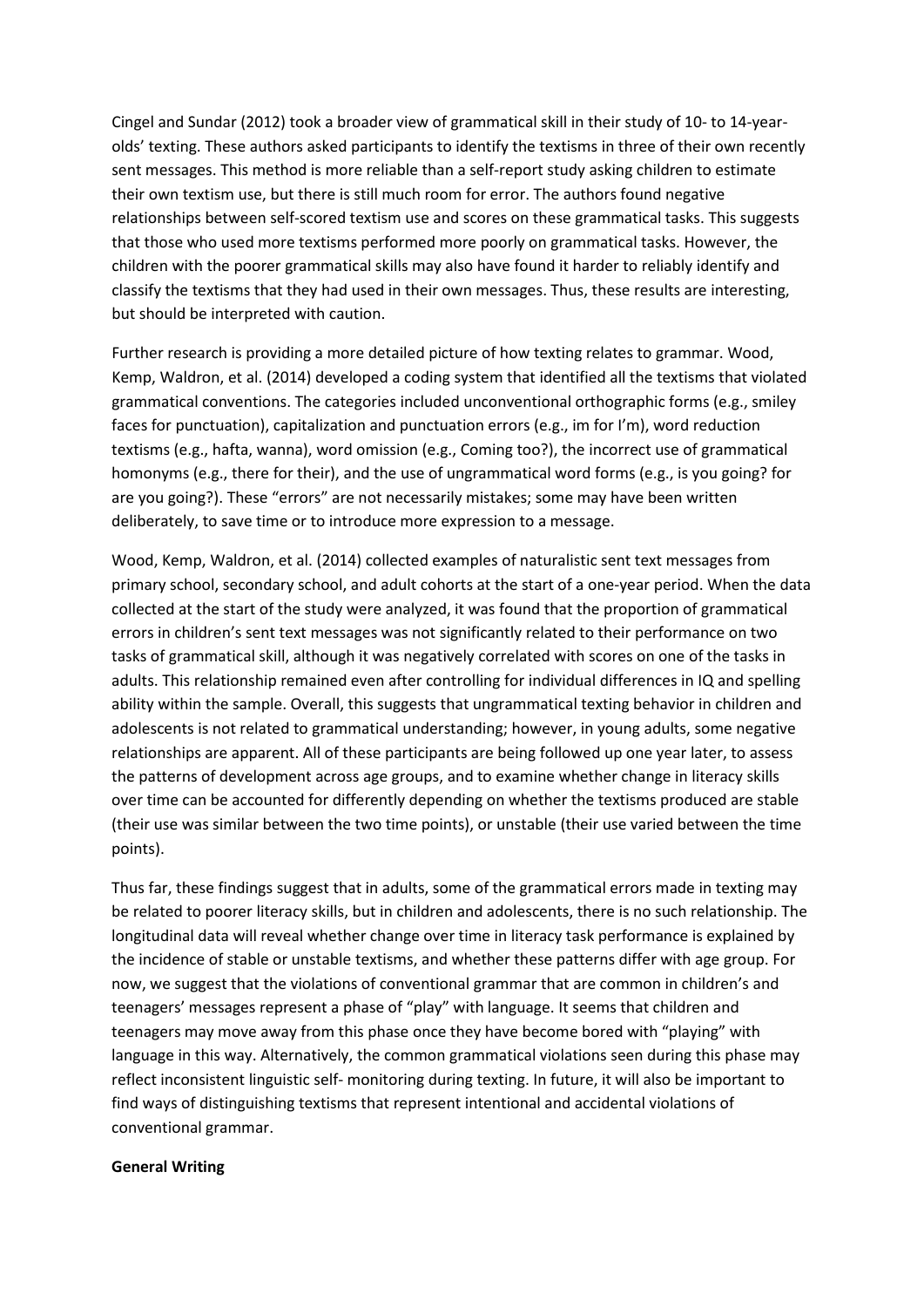Cingel and Sundar (2012) took a broader view of grammatical skill in their study of 10- to 14-year-olds' texting. These authors asked participants to identify the textisms in three of their own recently sent messages. This method is more reliable than a self-report study asking children to estimate their own textism use, but there is still much room for error. The authors found negative relationships between self-scored textism use and scores on these grammatical tasks. This suggests that those who used more textisms performed more poorly on grammatical tasks. However, the children with the poorer grammatical skills may also have found it harder to reliably identify and classify the textisms that they had used in their own messages. Thus, these results are interesting, but should be interpreted with caution.

Further research is providing a more detailed picture of how texting relates to grammar. Wood, Kemp, Waldron, et al. (2014) developed a coding system that identified all the textisms that violated grammatical conventions. The categories included unconventional orthographic forms (e.g., smiley faces for punctuation), capitalization and punctuation errors (e.g., im for I'm), word reduction textisms (e.g., hafta, wanna), word omission (e.g., Coming too?), the incorrect use of grammatical homonyms (e.g., there for their), and the use of ungrammatical word forms (e.g., is you going? for are you going?). These "errors" are not necessarily mistakes; some may have been written deliberately, to save time or to introduce more expression to a message.

Wood, Kemp, Waldron, et al. (2014) collected examples of naturalistic sent text messages from primary school, secondary school, and adult cohorts at the start of a one-year period. When the data collected at the start of the study were analyzed, it was found that the proportion of grammatical errors in children's sent text messages was not significantly related to their performance on two tasks of grammatical skill, although it was negatively correlated with scores on one of the tasks in adults. This relationship remained even after controlling for individual differences in IQ and spelling ability within the sample. Overall, this suggests that ungrammatical texting behavior in children and adolescents is not related to grammatical understanding; however, in young adults, some negative relationships are apparent. All of these participants are being followed up one year later, to assess the patterns of development across age groups, and to examine whether change in literacy skills over time can be accounted for differently depending on whether the textisms produced are stable (their use was similar between the two time points), or unstable (their use varied between the time points).

Thus far, these findings suggest that in adults, some of the grammatical errors made in texting may be related to poorer literacy skills, but in children and adolescents, there is no such relationship. The longitudinal data will reveal whether change over time in literacy task performance is explained by the incidence of stable or unstable textisms, and whether these patterns differ with age group. For now, we suggest that the violations of conventional grammar that are common in children's and teenagers' messages represent a phase of "play" with language. It seems that children and teenagers may move away from this phase once they have become bored with "playing" with language in this way. Alternatively, the common grammatical violations seen during this phase may reflect inconsistent linguistic self- monitoring during texting. In future, it will also be important to find ways of distinguishing textisms that represent intentional and accidental violations of conventional grammar.

**General Writing**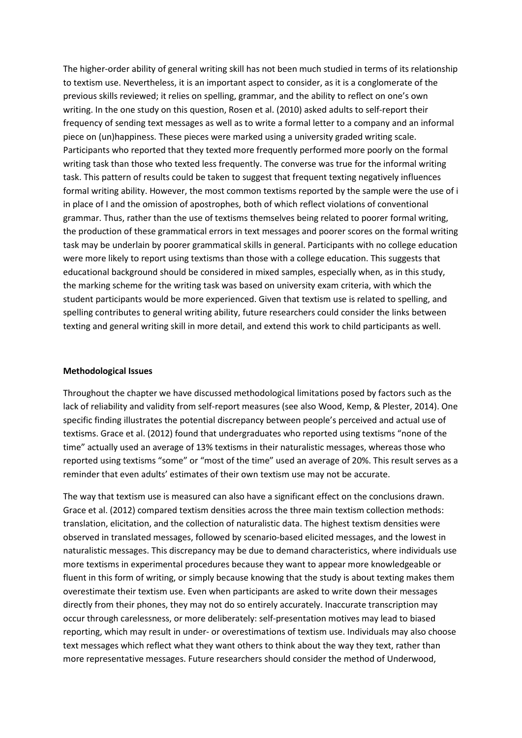The higher-order ability of general writing skill has not been much studied in terms of its relationship to textism use. Nevertheless, it is an important aspect to consider, as it is a conglomerate of the previous skills reviewed; it relies on spelling, grammar, and the ability to reflect on one's own writing. In the one study on this question, Rosen et al. (2010) asked adults to self-report their frequency of sending text messages as well as to write a formal letter to a company and an informal piece on (un)happiness. These pieces were marked using a university graded writing scale. Participants who reported that they texted more frequently performed more poorly on the formal writing task than those who texted less frequently. The converse was true for the informal writing task. This pattern of results could be taken to suggest that frequent texting negatively influences formal writing ability. However, the most common textisms reported by the sample were the use of i in place of I and the omission of apostrophes, both of which reflect violations of conventional grammar. Thus, rather than the use of textisms themselves being related to poorer formal writing, the production of these grammatical errors in text messages and poorer scores on the formal writing task may be underlain by poorer grammatical skills in general. Participants with no college education were more likely to report using textisms than those with a college education. This suggests that educational background should be considered in mixed samples, especially when, as in this study, the marking scheme for the writing task was based on university exam criteria, with which the student participants would be more experienced. Given that textism use is related to spelling, and spelling contributes to general writing ability, future researchers could consider the links between texting and general writing skill in more detail, and extend this work to child participants as well.

**Methodological Issues**

Throughout the chapter we have discussed methodological limitations posed by factors such as the lack of reliability and validity from self-report measures (see also Wood, Kemp, & Plester, 2014). One specific finding illustrates the potential discrepancy between people's perceived and actual use of textisms. Grace et al. (2012) found that undergraduates who reported using textisms "none of the time" actually used an average of 13% textisms in their naturalistic messages, whereas those who reported using textisms "some" or "most of the time" used an average of 20%. This result serves as a reminder that even adults' estimates of their own textism use may not be accurate.

The way that textism use is measured can also have a significant effect on the conclusions drawn. Grace et al. (2012) compared textism densities across the three main textism collection methods: translation, elicitation, and the collection of naturalistic data. The highest textism densities were observed in translated messages, followed by scenario-based elicited messages, and the lowest in naturalistic messages. This discrepancy may be due to demand characteristics, where individuals use more textisms in experimental procedures because they want to appear more knowledgeable or fluent in this form of writing, or simply because knowing that the study is about texting makes them overestimate their textism use. Even when participants are asked to write down their messages directly from their phones, they may not do so entirely accurately. Inaccurate transcription may occur through carelessness, or more deliberately: self-presentation motives may lead to biased reporting, which may result in under- or overestimations of textism use. Individuals may also choose text messages which reflect what they want others to think about the way they text, rather than more representative messages. Future researchers should consider the method of Underwood,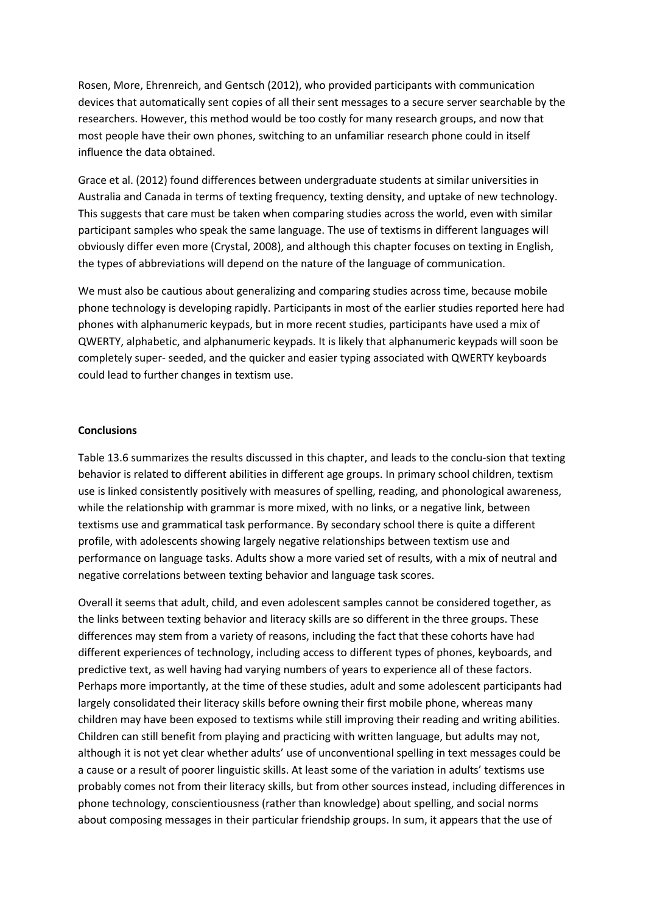Rosen, More, Ehrenreich, and Gentsch (2012), who provided participants with communication devices that automatically sent copies of all their sent messages to a secure server searchable by the researchers. However, this method would be too costly for many research groups, and now that most people have their own phones, switching to an unfamiliar research phone could in itself influence the data obtained.

Grace et al. (2012) found differences between undergraduate students at similar universities in Australia and Canada in terms of texting frequency, texting density, and uptake of new technology. This suggests that care must be taken when comparing studies across the world, even with similar participant samples who speak the same language. The use of textisms in different languages will obviously differ even more (Crystal, 2008), and although this chapter focuses on texting in English, the types of abbreviations will depend on the nature of the language of communication.

We must also be cautious about generalizing and comparing studies across time, because mobile phone technology is developing rapidly. Participants in most of the earlier studies reported here had phones with alphanumeric keypads, but in more recent studies, participants have used a mix of QWERTY, alphabetic, and alphanumeric keypads. It is likely that alphanumeric keypads will soon be completely super- seeded, and the quicker and easier typing associated with QWERTY keyboards could lead to further changes in textism use.

**Conclusions**

Table 13.6 summarizes the results discussed in this chapter, and leads to the conclu-sion that texting behavior is related to different abilities in different age groups. In primary school children, textism use is linked consistently positively with measures of spelling, reading, and phonological awareness, while the relationship with grammar is more mixed, with no links, or a negative link, between textisms use and grammatical task performance. By secondary school there is quite a different profile, with adolescents showing largely negative relationships between textism use and performance on language tasks. Adults show a more varied set of results, with a mix of neutral and negative correlations between texting behavior and language task scores.

Overall it seems that adult, child, and even adolescent samples cannot be considered together, as the links between texting behavior and literacy skills are so different in the three groups. These differences may stem from a variety of reasons, including the fact that these cohorts have had different experiences of technology, including access to different types of phones, keyboards, and predictive text, as well having had varying numbers of years to experience all of these factors. Perhaps more importantly, at the time of these studies, adult and some adolescent participants had largely consolidated their literacy skills before owning their first mobile phone, whereas many children may have been exposed to textisms while still improving their reading and writing abilities. Children can still benefit from playing and practicing with written language, but adults may not, although it is not yet clear whether adults' use of unconventional spelling in text messages could be a cause or a result of poorer linguistic skills. At least some of the variation in adults' textisms use probably comes not from their literacy skills, but from other sources instead, including differences in phone technology, conscientiousness (rather than knowledge) about spelling, and social norms about composing messages in their particular friendship groups. In sum, it appears that the use of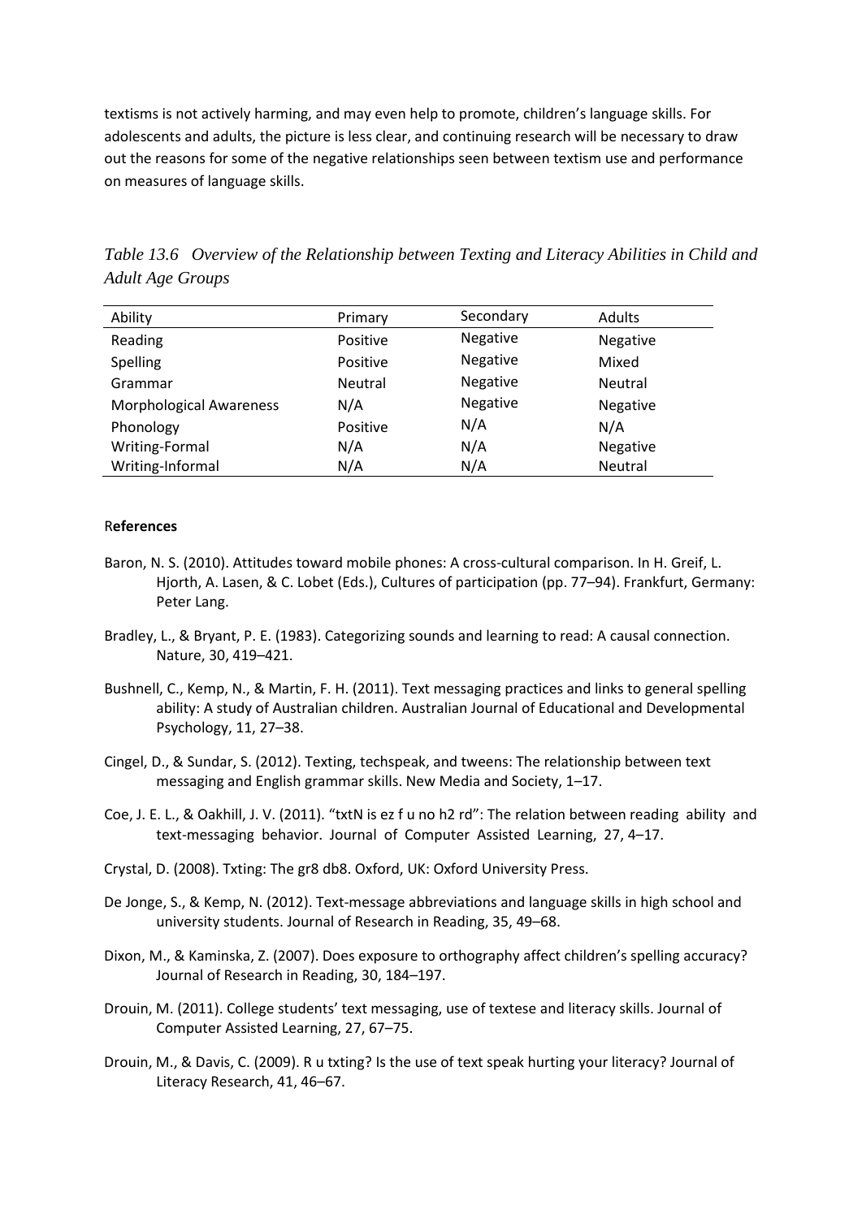textisms is not actively harming, and may even help to promote, children's language skills. For adolescents and adults, the picture is less clear, and continuing research will be necessary to draw out the reasons for some of the negative relationships seen between textism use and performance on measures of language skills.

*Table 13.6 Overview of the Relationship between Texting and Literacy Abilities in Child and Adult Age Groups*

| Ability | Primary | Secondary | Adults |
|---|---|---|---|
| Reading | Positive | Negative | Negative |
| Spelling | Positive | Negative | Mixed |
| Grammar | Neutral | Negative | Neutral |
| Morphological Awareness | N/A | Negative | Negative |
| Phonology | Positive | N/A | N/A |
| Writing-Formal | N/A | N/A | Negative |
| Writing-Informal | N/A | N/A | Neutral |

R**eferences**

Baron, N. S. (2010). Attitudes toward mobile phones: A cross-cultural comparison. In H. Greif, L. Hjorth, A. Lasen, & C. Lobet (Eds.), Cultures of participation (pp. 77–94). Frankfurt, Germany: Peter Lang.

Bradley, L., & Bryant, P. E. (1983). Categorizing sounds and learning to read: A causal connection. Nature, 30, 419–421.

Bushnell, C., Kemp, N., & Martin, F. H. (2011). Text messaging practices and links to general spelling ability: A study of Australian children. Australian Journal of Educational and Developmental Psychology, 11, 27–38.

Cingel, D., & Sundar, S. (2012). Texting, techspeak, and tweens: The relationship between text messaging and English grammar skills. New Media and Society, 1–17.

Coe, J. E. L., & Oakhill, J. V. (2011). "txtN is ez f u no h2 rd": The relation between reading ability and text-messaging behavior. Journal of Computer Assisted Learning, 27, 4–17.

Crystal, D. (2008). Txting: The gr8 db8. Oxford, UK: Oxford University Press.

De Jonge, S., & Kemp, N. (2012). Text-message abbreviations and language skills in high school and university students. Journal of Research in Reading, 35, 49–68.

Dixon, M., & Kaminska, Z. (2007). Does exposure to orthography affect children's spelling accuracy? Journal of Research in Reading, 30, 184–197.

Drouin, M. (2011). College students' text messaging, use of textese and literacy skills. Journal of Computer Assisted Learning, 27, 67–75.

Drouin, M., & Davis, C. (2009). R u txting? Is the use of text speak hurting your literacy? Journal of Literacy Research, 41, 46–67.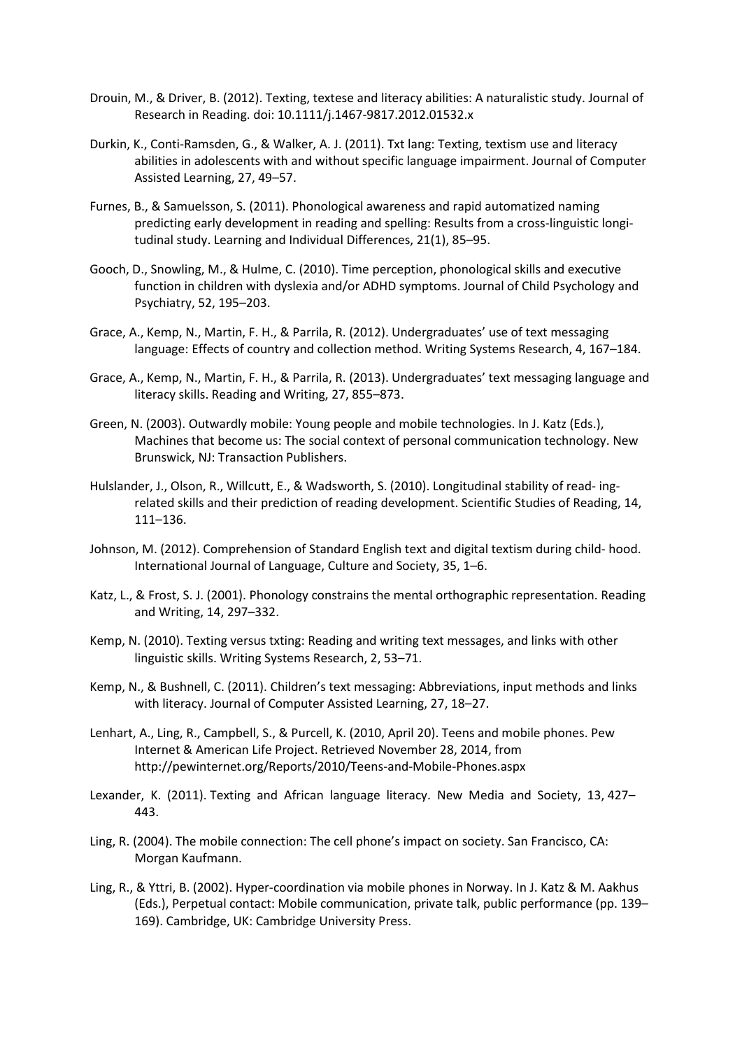Drouin, M., & Driver, B. (2012). Texting, textese and literacy abilities: A naturalistic study. Journal of Research in Reading. doi: 10.1111/j.1467-9817.2012.01532.x

Durkin, K., Conti-Ramsden, G., & Walker, A. J. (2011). Txt lang: Texting, textism use and literacy abilities in adolescents with and without specific language impairment. Journal of Computer Assisted Learning, 27, 49–57.

Furnes, B., & Samuelsson, S. (2011). Phonological awareness and rapid automatized naming predicting early development in reading and spelling: Results from a cross-linguistic longi- tudinal study. Learning and Individual Differences, 21(1), 85–95.

Gooch, D., Snowling, M., & Hulme, C. (2010). Time perception, phonological skills and executive function in children with dyslexia and/or ADHD symptoms. Journal of Child Psychology and Psychiatry, 52, 195–203.

Grace, A., Kemp, N., Martin, F. H., & Parrila, R. (2012). Undergraduates' use of text messaging language: Effects of country and collection method. Writing Systems Research, 4, 167–184.

Grace, A., Kemp, N., Martin, F. H., & Parrila, R. (2013). Undergraduates' text messaging language and literacy skills. Reading and Writing, 27, 855–873.

Green, N. (2003). Outwardly mobile: Young people and mobile technologies. In J. Katz (Eds.), Machines that become us: The social context of personal communication technology. New Brunswick, NJ: Transaction Publishers.

Hulslander, J., Olson, R., Willcutt, E., & Wadsworth, S. (2010). Longitudinal stability of read- ing-related skills and their prediction of reading development. Scientific Studies of Reading, 14, 111–136.

Johnson, M. (2012). Comprehension of Standard English text and digital textism during child- hood. International Journal of Language, Culture and Society, 35, 1–6.

Katz, L., & Frost, S. J. (2001). Phonology constrains the mental orthographic representation. Reading and Writing, 14, 297–332.

Kemp, N. (2010). Texting versus txting: Reading and writing text messages, and links with other linguistic skills. Writing Systems Research, 2, 53–71.

Kemp, N., & Bushnell, C. (2011). Children's text messaging: Abbreviations, input methods and links with literacy. Journal of Computer Assisted Learning, 27, 18–27.

Lenhart, A., Ling, R., Campbell, S., & Purcell, K. (2010, April 20). Teens and mobile phones. Pew Internet & American Life Project. Retrieved November 28, 2014, from http://pewinternet.org/Reports/2010/Teens-and-Mobile-Phones.aspx

Lexander, K. (2011). Texting and African language literacy. New Media and Society, 13, 427–443.

Ling, R. (2004). The mobile connection: The cell phone's impact on society. San Francisco, CA: Morgan Kaufmann.

Ling, R., & Yttri, B. (2002). Hyper-coordination via mobile phones in Norway. In J. Katz & M. Aakhus (Eds.), Perpetual contact: Mobile communication, private talk, public performance (pp. 139–169). Cambridge, UK: Cambridge University Press.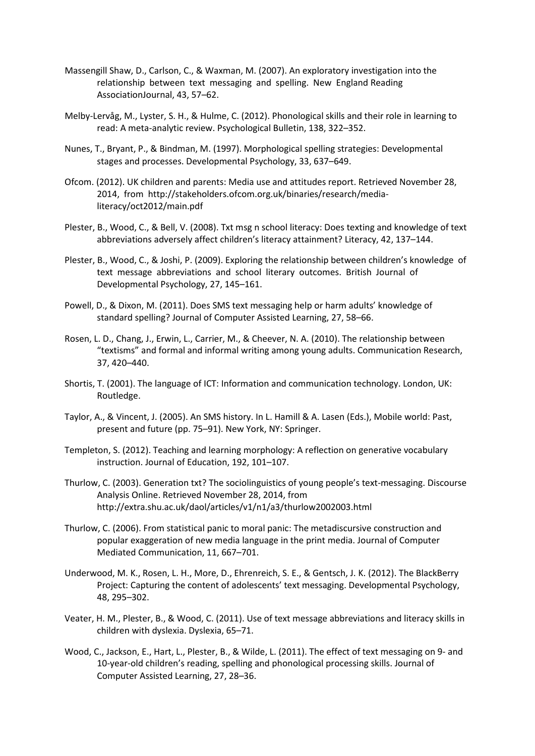Massengill Shaw, D., Carlson, C., & Waxman, M. (2007). An exploratory investigation into the relationship between text messaging and spelling. New England Reading AssociationJournal, 43, 57–62.

Melby-Lervåg, M., Lyster, S. H., & Hulme, C. (2012). Phonological skills and their role in learning to read: A meta-analytic review. Psychological Bulletin, 138, 322–352.

Nunes, T., Bryant, P., & Bindman, M. (1997). Morphological spelling strategies: Developmental stages and processes. Developmental Psychology, 33, 637–649.

Ofcom. (2012). UK children and parents: Media use and attitudes report. Retrieved November 28, 2014, from http://stakeholders.ofcom.org.uk/binaries/research/media-literacy/oct2012/main.pdf

Plester, B., Wood, C., & Bell, V. (2008). Txt msg n school literacy: Does texting and knowledge of text abbreviations adversely affect children's literacy attainment? Literacy, 42, 137–144.

Plester, B., Wood, C., & Joshi, P. (2009). Exploring the relationship between children's knowledge of text message abbreviations and school literary outcomes. British Journal of Developmental Psychology, 27, 145–161.

Powell, D., & Dixon, M. (2011). Does SMS text messaging help or harm adults' knowledge of standard spelling? Journal of Computer Assisted Learning, 27, 58–66.

Rosen, L. D., Chang, J., Erwin, L., Carrier, M., & Cheever, N. A. (2010). The relationship between "textisms" and formal and informal writing among young adults. Communication Research, 37, 420–440.

Shortis, T. (2001). The language of ICT: Information and communication technology. London, UK: Routledge.

Taylor, A., & Vincent, J. (2005). An SMS history. In L. Hamill & A. Lasen (Eds.), Mobile world: Past, present and future (pp. 75–91). New York, NY: Springer.

Templeton, S. (2012). Teaching and learning morphology: A reflection on generative vocabulary instruction. Journal of Education, 192, 101–107.

Thurlow, C. (2003). Generation txt? The sociolinguistics of young people's text-messaging. Discourse Analysis Online. Retrieved November 28, 2014, from http://extra.shu.ac.uk/daol/articles/v1/n1/a3/thurlow2002003.html

Thurlow, C. (2006). From statistical panic to moral panic: The metadiscursive construction and popular exaggeration of new media language in the print media. Journal of Computer Mediated Communication, 11, 667–701.

Underwood, M. K., Rosen, L. H., More, D., Ehrenreich, S. E., & Gentsch, J. K. (2012). The BlackBerry Project: Capturing the content of adolescents' text messaging. Developmental Psychology, 48, 295–302.

Veater, H. M., Plester, B., & Wood, C. (2011). Use of text message abbreviations and literacy skills in children with dyslexia. Dyslexia, 65–71.

Wood, C., Jackson, E., Hart, L., Plester, B., & Wilde, L. (2011). The effect of text messaging on 9- and 10-year-old children's reading, spelling and phonological processing skills. Journal of Computer Assisted Learning, 27, 28–36.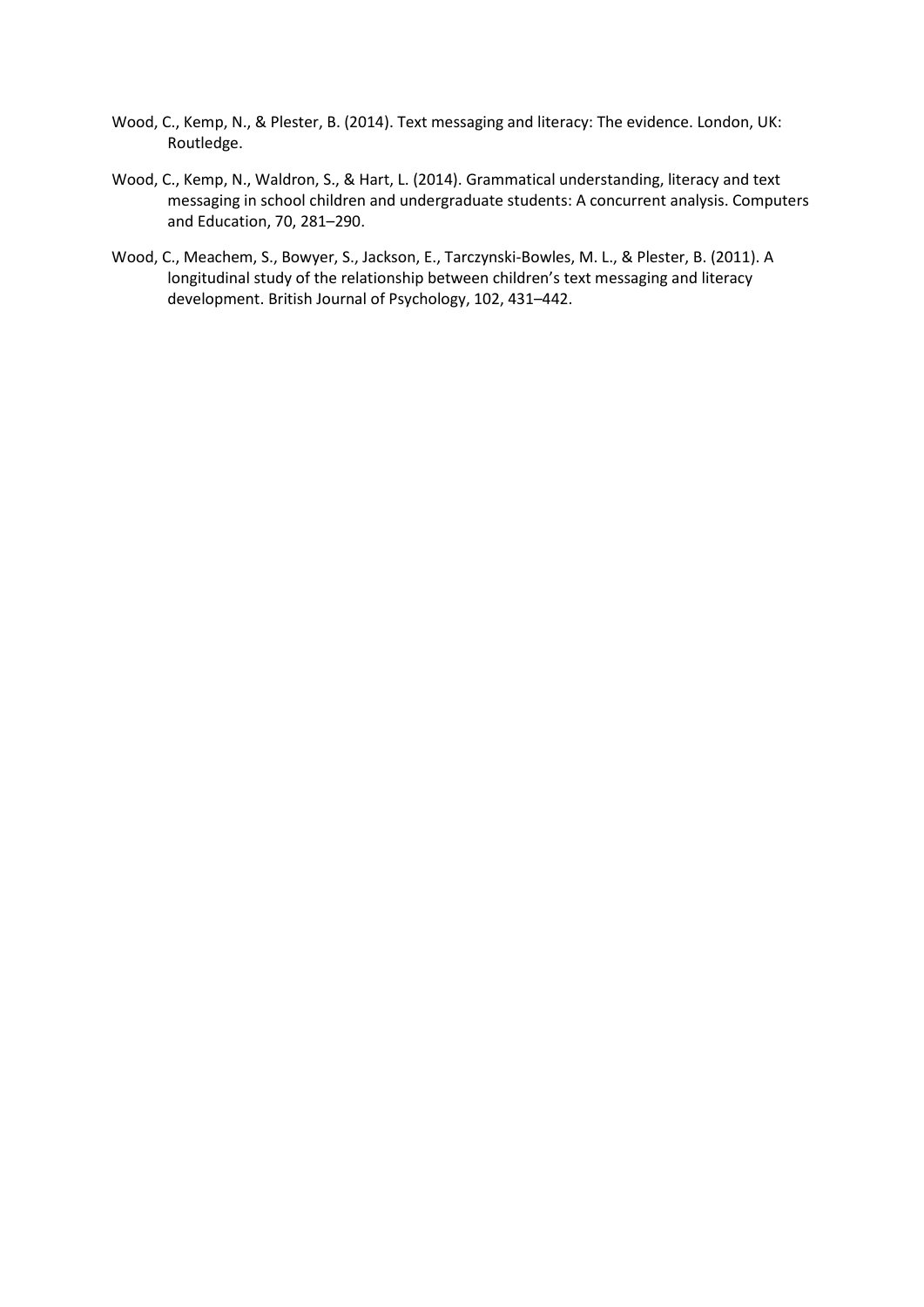Wood, C., Kemp, N., & Plester, B. (2014). Text messaging and literacy: The evidence. London, UK: Routledge.

Wood, C., Kemp, N., Waldron, S., & Hart, L. (2014). Grammatical understanding, literacy and text messaging in school children and undergraduate students: A concurrent analysis. Computers and Education, 70, 281–290.

Wood, C., Meachem, S., Bowyer, S., Jackson, E., Tarczynski-Bowles, M. L., & Plester, B. (2011). A longitudinal study of the relationship between children's text messaging and literacy development. British Journal of Psychology, 102, 431–442.